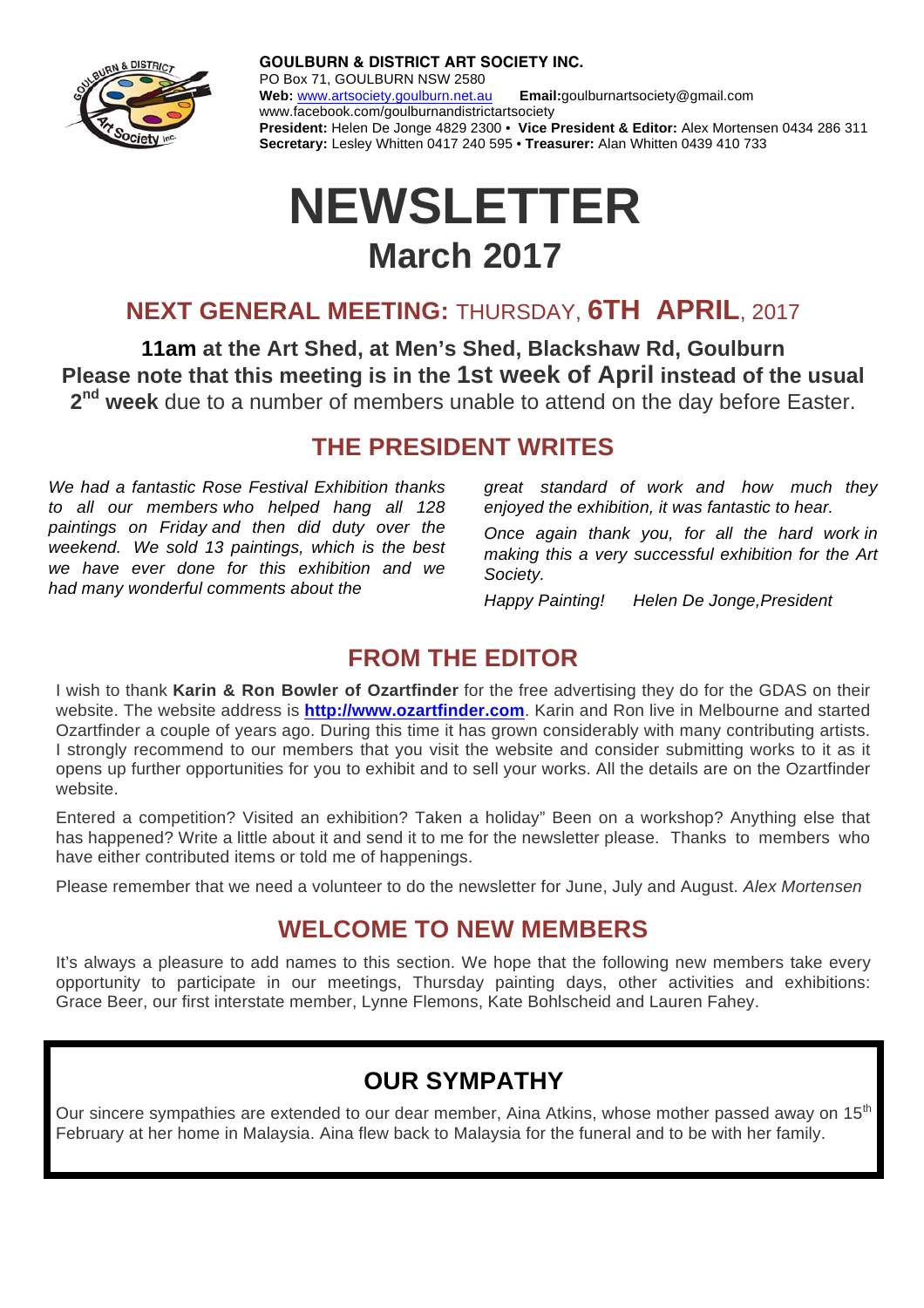**GOULBURN & DISTRICT ART SOCIETY INC.**
PO Box 71, GOULBURN NSW 2580
**Web:** www.artsociety.goulburn.net.au **Email:**goulburnartsociety@gmail.com
www.facebook.com/goulburnandistrictartsociety
**President:** Helen De Jonge 4829 2300 • **Vice President & Editor:** Alex Mortensen 0434 286 311
**Secretary:** Lesley Whitten 0417 240 595 • **Treasurer:** Alan Whitten 0439 410 733

# NEWSLETTER

## March 2017

## NEXT GENERAL MEETING: THURSDAY, 6TH APRIL, 2017

**11am at the Art Shed, at Men's Shed, Blackshaw Rd, Goulburn**
**Please note that this meeting is in the 1st week of April instead of the usual 2nd week** due to a number of members unable to attend on the day before Easter.

## THE PRESIDENT WRITES

*We had a fantastic Rose Festival Exhibition thanks to all our members who helped hang all 128 paintings on Friday and then did duty over the weekend. We sold 13 paintings, which is the best we have ever done for this exhibition and we had many wonderful comments about the great standard of work and how much they enjoyed the exhibition, it was fantastic to hear.*

*Once again thank you, for all the hard work in making this a very successful exhibition for the Art Society.*

*Happy Painting!* *Helen De Jonge, President*

## FROM THE EDITOR

I wish to thank **Karin & Ron Bowler of Ozartfinder** for the free advertising they do for the GDAS on their website. The website address is **http://www.ozartfinder.com**. Karin and Ron live in Melbourne and started Ozartfinder a couple of years ago. During this time it has grown considerably with many contributing artists. I strongly recommend to our members that you visit the website and consider submitting works to it as it opens up further opportunities for you to exhibit and to sell your works. All the details are on the Ozartfinder website.

Entered a competition? Visited an exhibition? Taken a holiday" Been on a workshop? Anything else that has happened? Write a little about it and send it to me for the newsletter please. Thanks to members who have either contributed items or told me of happenings.

Please remember that we need a volunteer to do the newsletter for June, July and August. *Alex Mortensen*

## WELCOME TO NEW MEMBERS

It's always a pleasure to add names to this section. We hope that the following new members take every opportunity to participate in our meetings, Thursday painting days, other activities and exhibitions: Grace Beer, our first interstate member, Lynne Flemons, Kate Bohlscheid and Lauren Fahey.

## OUR SYMPATHY

Our sincere sympathies are extended to our dear member, Aina Atkins, whose mother passed away on 15th February at her home in Malaysia. Aina flew back to Malaysia for the funeral and to be with her family.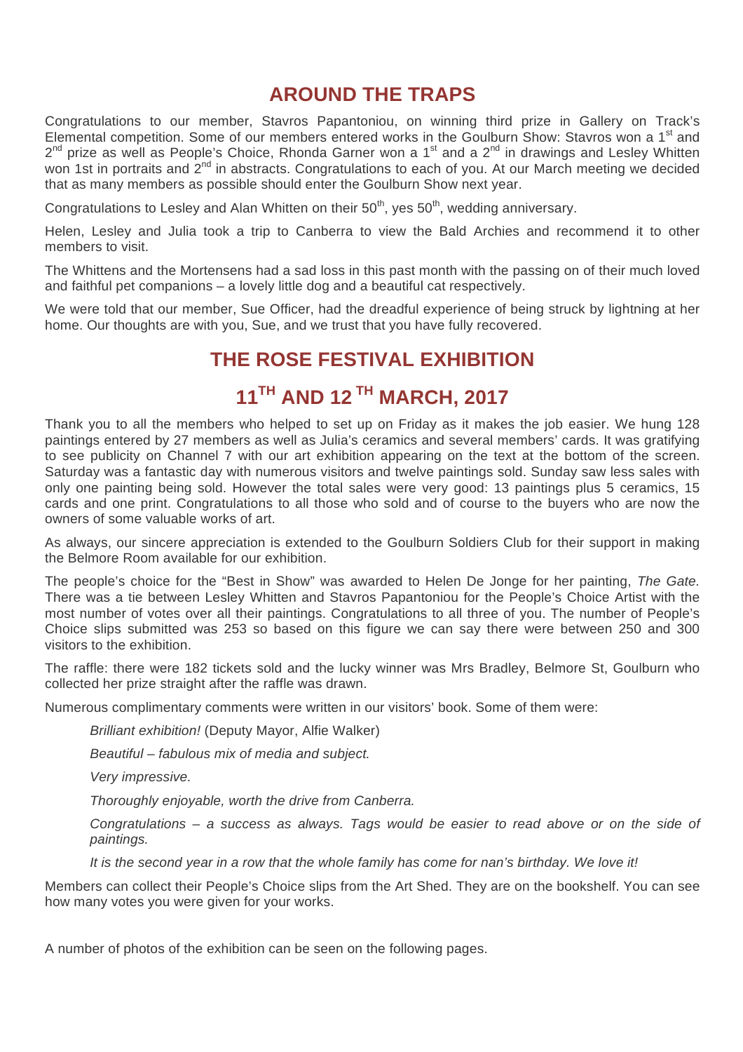## AROUND THE TRAPS

Congratulations to our member, Stavros Papantoniou, on winning third prize in Gallery on Track's Elemental competition. Some of our members entered works in the Goulburn Show: Stavros won a 1st and 2nd prize as well as People's Choice, Rhonda Garner won a 1st and a 2nd in drawings and Lesley Whitten won 1st in portraits and 2nd in abstracts. Congratulations to each of you. At our March meeting we decided that as many members as possible should enter the Goulburn Show next year.

Congratulations to Lesley and Alan Whitten on their 50th, yes 50th, wedding anniversary.

Helen, Lesley and Julia took a trip to Canberra to view the Bald Archies and recommend it to other members to visit.

The Whittens and the Mortensens had a sad loss in this past month with the passing on of their much loved and faithful pet companions – a lovely little dog and a beautiful cat respectively.

We were told that our member, Sue Officer, had the dreadful experience of being struck by lightning at her home. Our thoughts are with you, Sue, and we trust that you have fully recovered.

## THE ROSE FESTIVAL EXHIBITION

## 11TH AND 12 TH MARCH, 2017

Thank you to all the members who helped to set up on Friday as it makes the job easier. We hung 128 paintings entered by 27 members as well as Julia's ceramics and several members' cards. It was gratifying to see publicity on Channel 7 with our art exhibition appearing on the text at the bottom of the screen. Saturday was a fantastic day with numerous visitors and twelve paintings sold. Sunday saw less sales with only one painting being sold. However the total sales were very good: 13 paintings plus 5 ceramics, 15 cards and one print. Congratulations to all those who sold and of course to the buyers who are now the owners of some valuable works of art.

As always, our sincere appreciation is extended to the Goulburn Soldiers Club for their support in making the Belmore Room available for our exhibition.

The people's choice for the "Best in Show" was awarded to Helen De Jonge for her painting, *The Gate.* There was a tie between Lesley Whitten and Stavros Papantoniou for the People's Choice Artist with the most number of votes over all their paintings. Congratulations to all three of you. The number of People's Choice slips submitted was 253 so based on this figure we can say there were between 250 and 300 visitors to the exhibition.

The raffle: there were 182 tickets sold and the lucky winner was Mrs Bradley, Belmore St, Goulburn who collected her prize straight after the raffle was drawn.

Numerous complimentary comments were written in our visitors' book. Some of them were:

> *Brilliant exhibition!* (Deputy Mayor, Alfie Walker)
>
> *Beautiful – fabulous mix of media and subject.*
>
> *Very impressive.*
>
> *Thoroughly enjoyable, worth the drive from Canberra.*
>
> *Congratulations – a success as always. Tags would be easier to read above or on the side of paintings.*
>
> *It is the second year in a row that the whole family has come for nan's birthday. We love it!*

Members can collect their People's Choice slips from the Art Shed. They are on the bookshelf. You can see how many votes you were given for your works.

A number of photos of the exhibition can be seen on the following pages.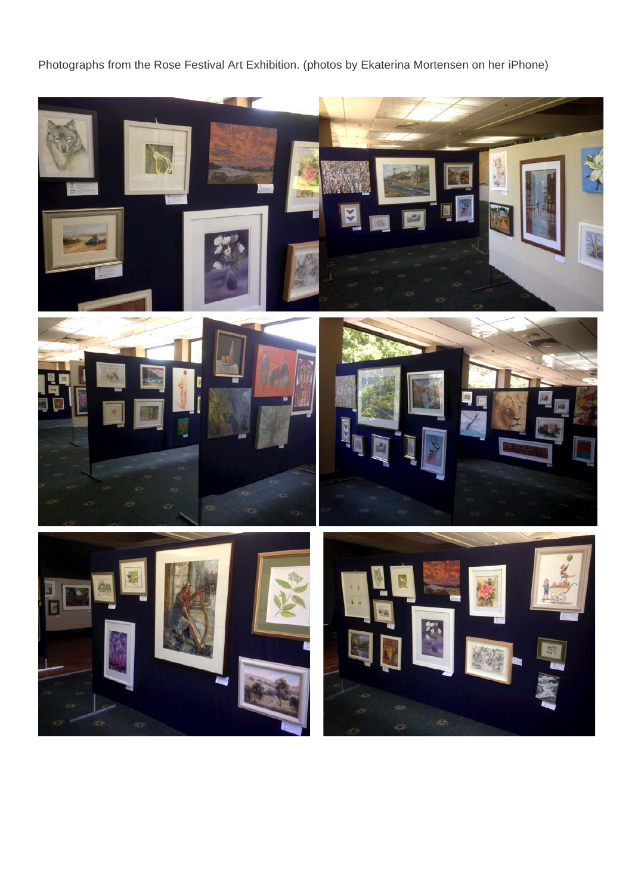Photographs from the Rose Festival Art Exhibition. (photos by Ekaterina Mortensen on her iPhone)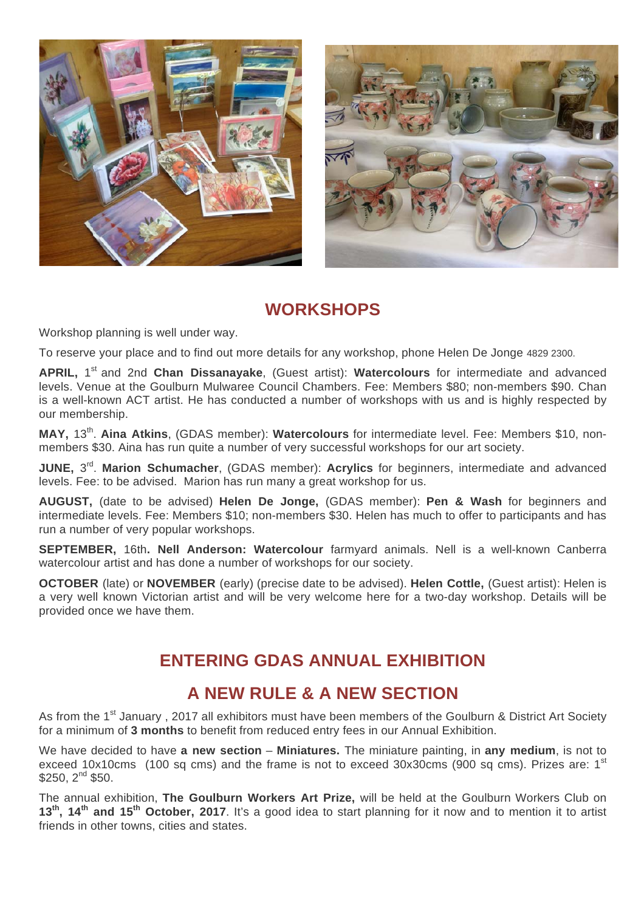## WORKSHOPS

Workshop planning is well under way.

To reserve your place and to find out more details for any workshop, phone Helen De Jonge 4829 2300.

**APRIL,** 1st and 2nd **Chan Dissanayake**, (Guest artist): **Watercolours** for intermediate and advanced levels. Venue at the Goulburn Mulwaree Council Chambers. Fee: Members $80; non-members $90. Chan is a well-known ACT artist. He has conducted a number of workshops with us and is highly respected by our membership.

**MAY,** 13th. **Aina Atkins**, (GDAS member): **Watercolours** for intermediate level. Fee: Members $10, non-members $30. Aina has run quite a number of very successful workshops for our art society.

**JUNE,** 3rd. **Marion Schumacher**, (GDAS member): **Acrylics** for beginners, intermediate and advanced levels. Fee: to be advised. Marion has run many a great workshop for us.

**AUGUST,** (date to be advised) **Helen De Jonge,** (GDAS member): **Pen & Wash** for beginners and intermediate levels. Fee: Members $10; non-members $30. Helen has much to offer to participants and has run a number of very popular workshops.

**SEPTEMBER,** 16th**. Nell Anderson: Watercolour** farmyard animals. Nell is a well-known Canberra watercolour artist and has done a number of workshops for our society.

**OCTOBER** (late) or **NOVEMBER** (early) (precise date to be advised). **Helen Cottle,** (Guest artist): Helen is a very well known Victorian artist and will be very welcome here for a two-day workshop. Details will be provided once we have them.

## ENTERING GDAS ANNUAL EXHIBITION

## A NEW RULE & A NEW SECTION

As from the 1st January , 2017 all exhibitors must have been members of the Goulburn & District Art Society for a minimum of **3 months** to benefit from reduced entry fees in our Annual Exhibition.

We have decided to have **a new section** – **Miniatures.** The miniature painting, in **any medium**, is not to exceed 10x10cms (100 sq cms) and the frame is not to exceed 30x30cms (900 sq cms). Prizes are: 1st $250, 2nd $50.

The annual exhibition, **The Goulburn Workers Art Prize,** will be held at the Goulburn Workers Club on **13th, 14th and 15th October, 2017**. It's a good idea to start planning for it now and to mention it to artist friends in other towns, cities and states.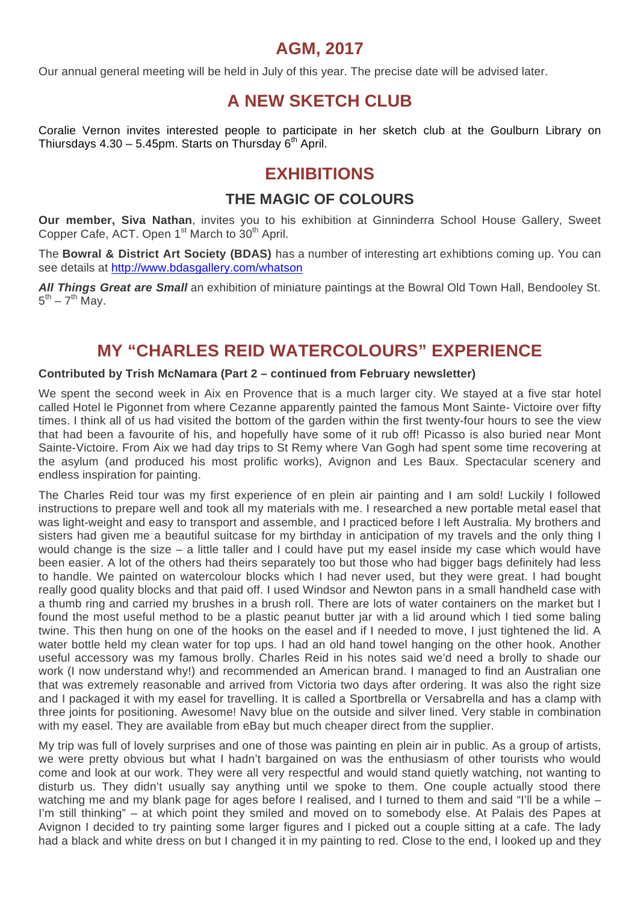## AGM, 2017

Our annual general meeting will be held in July of this year. The precise date will be advised later.

## A NEW SKETCH CLUB

Coralie Vernon invites interested people to participate in her sketch club at the Goulburn Library on Thiursdays 4.30 – 5.45pm. Starts on Thursday 6th April.

## EXHIBITIONS

### THE MAGIC OF COLOURS

**Our member, Siva Nathan**, invites you to his exhibition at Ginninderra School House Gallery, Sweet Copper Cafe, ACT. Open 1st March to 30th April.

The **Bowral & District Art Society (BDAS)** has a number of interesting art exhibtions coming up. You can see details at http://www.bdasgallery.com/whatson

***All Things Great are Small*** an exhibition of miniature paintings at the Bowral Old Town Hall, Bendooley St. 5th – 7th May.

## MY "CHARLES REID WATERCOLOURS" EXPERIENCE

**Contributed by Trish McNamara (Part 2 – continued from February newsletter)**

We spent the second week in Aix en Provence that is a much larger city. We stayed at a five star hotel called Hotel le Pigonnet from where Cezanne apparently painted the famous Mont Sainte- Victoire over fifty times. I think all of us had visited the bottom of the garden within the first twenty-four hours to see the view that had been a favourite of his, and hopefully have some of it rub off! Picasso is also buried near Mont Sainte-Victoire. From Aix we had day trips to St Remy where Van Gogh had spent some time recovering at the asylum (and produced his most prolific works), Avignon and Les Baux. Spectacular scenery and endless inspiration for painting.

The Charles Reid tour was my first experience of en plein air painting and I am sold! Luckily I followed instructions to prepare well and took all my materials with me. I researched a new portable metal easel that was light-weight and easy to transport and assemble, and I practiced before I left Australia. My brothers and sisters had given me a beautiful suitcase for my birthday in anticipation of my travels and the only thing I would change is the size – a little taller and I could have put my easel inside my case which would have been easier. A lot of the others had theirs separately too but those who had bigger bags definitely had less to handle. We painted on watercolour blocks which I had never used, but they were great. I had bought really good quality blocks and that paid off. I used Windsor and Newton pans in a small handheld case with a thumb ring and carried my brushes in a brush roll. There are lots of water containers on the market but I found the most useful method to be a plastic peanut butter jar with a lid around which I tied some baling twine. This then hung on one of the hooks on the easel and if I needed to move, I just tightened the lid. A water bottle held my clean water for top ups. I had an old hand towel hanging on the other hook. Another useful accessory was my famous brolly. Charles Reid in his notes said we'd need a brolly to shade our work (I now understand why!) and recommended an American brand. I managed to find an Australian one that was extremely reasonable and arrived from Victoria two days after ordering. It was also the right size and I packaged it with my easel for travelling. It is called a Sportbrella or Versabrella and has a clamp with three joints for positioning. Awesome! Navy blue on the outside and silver lined. Very stable in combination with my easel. They are available from eBay but much cheaper direct from the supplier.

My trip was full of lovely surprises and one of those was painting en plein air in public. As a group of artists, we were pretty obvious but what I hadn't bargained on was the enthusiasm of other tourists who would come and look at our work. They were all very respectful and would stand quietly watching, not wanting to disturb us. They didn't usually say anything until we spoke to them. One couple actually stood there watching me and my blank page for ages before I realised, and I turned to them and said "I'll be a while – I'm still thinking" – at which point they smiled and moved on to somebody else. At Palais des Papes at Avignon I decided to try painting some larger figures and I picked out a couple sitting at a cafe. The lady had a black and white dress on but I changed it in my painting to red. Close to the end, I looked up and they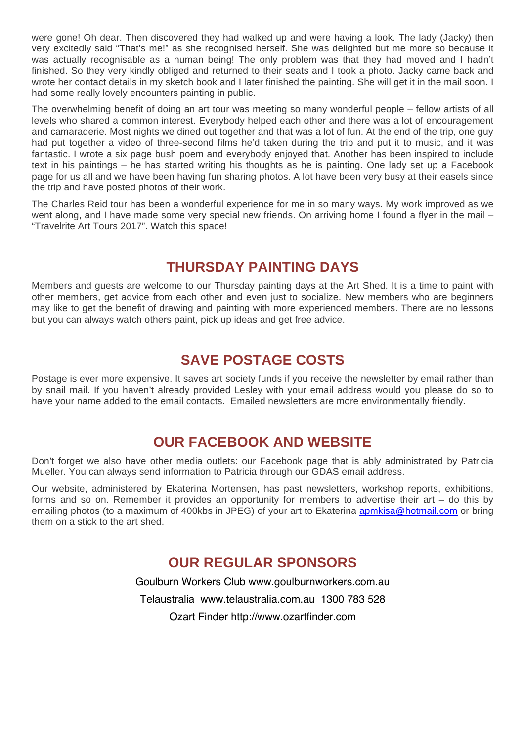were gone! Oh dear. Then discovered they had walked up and were having a look. The lady (Jacky) then very excitedly said "That's me!" as she recognised herself. She was delighted but me more so because it was actually recognisable as a human being! The only problem was that they had moved and I hadn't finished. So they very kindly obliged and returned to their seats and I took a photo. Jacky came back and wrote her contact details in my sketch book and I later finished the painting. She will get it in the mail soon. I had some really lovely encounters painting in public.

The overwhelming benefit of doing an art tour was meeting so many wonderful people – fellow artists of all levels who shared a common interest. Everybody helped each other and there was a lot of encouragement and camaraderie. Most nights we dined out together and that was a lot of fun. At the end of the trip, one guy had put together a video of three-second films he'd taken during the trip and put it to music, and it was fantastic. I wrote a six page bush poem and everybody enjoyed that. Another has been inspired to include text in his paintings – he has started writing his thoughts as he is painting. One lady set up a Facebook page for us all and we have been having fun sharing photos. A lot have been very busy at their easels since the trip and have posted photos of their work.

The Charles Reid tour has been a wonderful experience for me in so many ways. My work improved as we went along, and I have made some very special new friends. On arriving home I found a flyer in the mail – "Travelrite Art Tours 2017". Watch this space!

## THURSDAY PAINTING DAYS

Members and guests are welcome to our Thursday painting days at the Art Shed. It is a time to paint with other members, get advice from each other and even just to socialize. New members who are beginners may like to get the benefit of drawing and painting with more experienced members. There are no lessons but you can always watch others paint, pick up ideas and get free advice.

## SAVE POSTAGE COSTS

Postage is ever more expensive. It saves art society funds if you receive the newsletter by email rather than by snail mail. If you haven't already provided Lesley with your email address would you please do so to have your name added to the email contacts. Emailed newsletters are more environmentally friendly.

## OUR FACEBOOK AND WEBSITE

Don't forget we also have other media outlets: our Facebook page that is ably administrated by Patricia Mueller. You can always send information to Patricia through our GDAS email address.

Our website, administered by Ekaterina Mortensen, has past newsletters, workshop reports, exhibitions, forms and so on. Remember it provides an opportunity for members to advertise their art – do this by emailing photos (to a maximum of 400kbs in JPEG) of your art to Ekaterina apmkisa@hotmail.com or bring them on a stick to the art shed.

## OUR REGULAR SPONSORS

Goulburn Workers Club www.goulburnworkers.com.au

Telaustralia www.telaustralia.com.au 1300 783 528

Ozart Finder http://www.ozartfinder.com